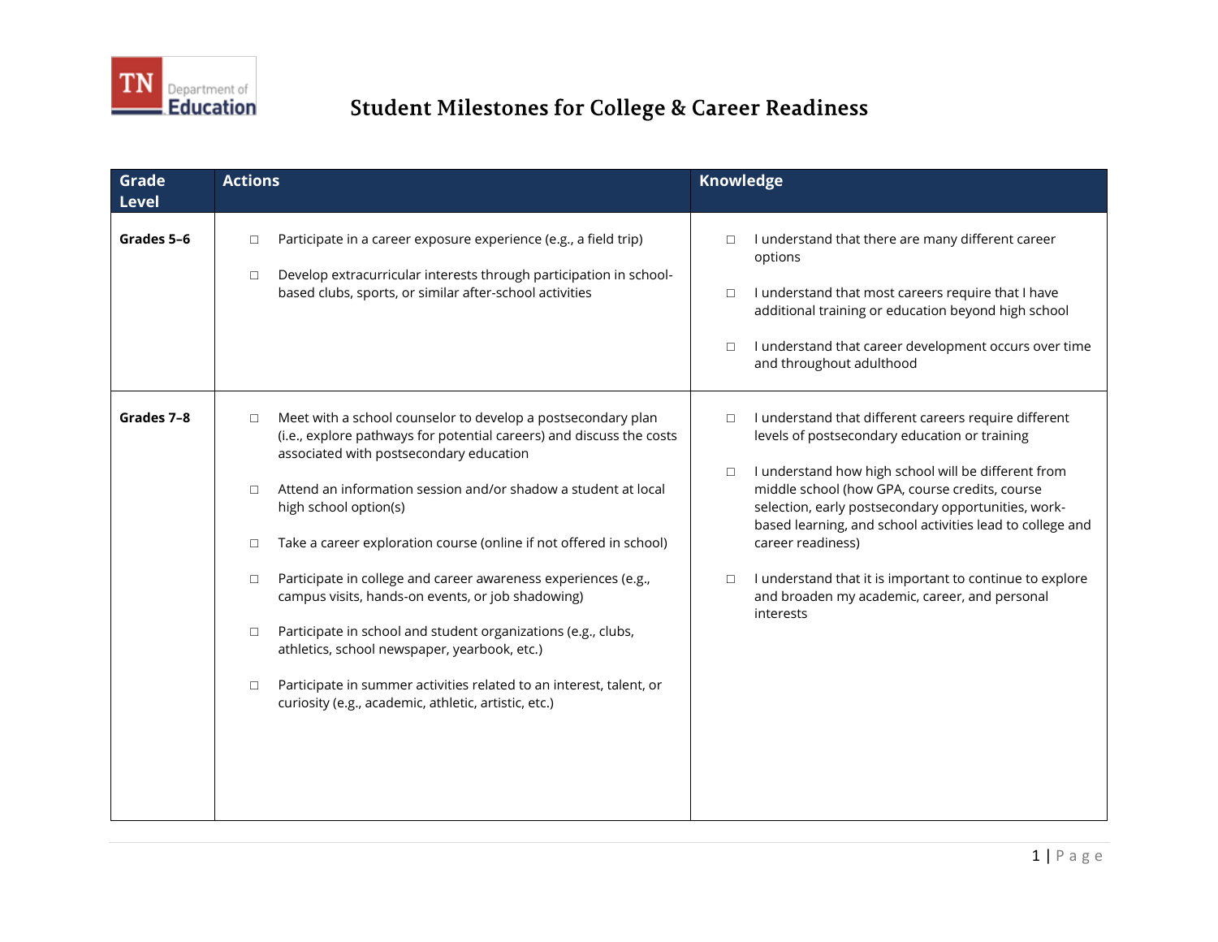TN Department of Education

# Student Milestones for College & Career Readiness

| Grade Level | Actions | Knowledge |
|---|---|---|
| **Grades 5–6** | ☐ Participate in a career exposure experience (e.g., a field trip)<br><br>☐ Develop extracurricular interests through participation in school-based clubs, sports, or similar after-school activities | ☐ I understand that there are many different career options<br><br>☐ I understand that most careers require that I have additional training or education beyond high school<br><br>☐ I understand that career development occurs over time and throughout adulthood |
| **Grades 7–8** | ☐ Meet with a school counselor to develop a postsecondary plan (i.e., explore pathways for potential careers) and discuss the costs associated with postsecondary education<br><br>☐ Attend an information session and/or shadow a student at local high school option(s)<br><br>☐ Take a career exploration course (online if not offered in school)<br><br>☐ Participate in college and career awareness experiences (e.g., campus visits, hands-on events, or job shadowing)<br><br>☐ Participate in school and student organizations (e.g., clubs, athletics, school newspaper, yearbook, etc.)<br><br>☐ Participate in summer activities related to an interest, talent, or curiosity (e.g., academic, athletic, artistic, etc.) | ☐ I understand that different careers require different levels of postsecondary education or training<br><br>☐ I understand how high school will be different from middle school (how GPA, course credits, course selection, early postsecondary opportunities, work-based learning, and school activities lead to college and career readiness)<br><br>☐ I understand that it is important to continue to explore and broaden my academic, career, and personal interests |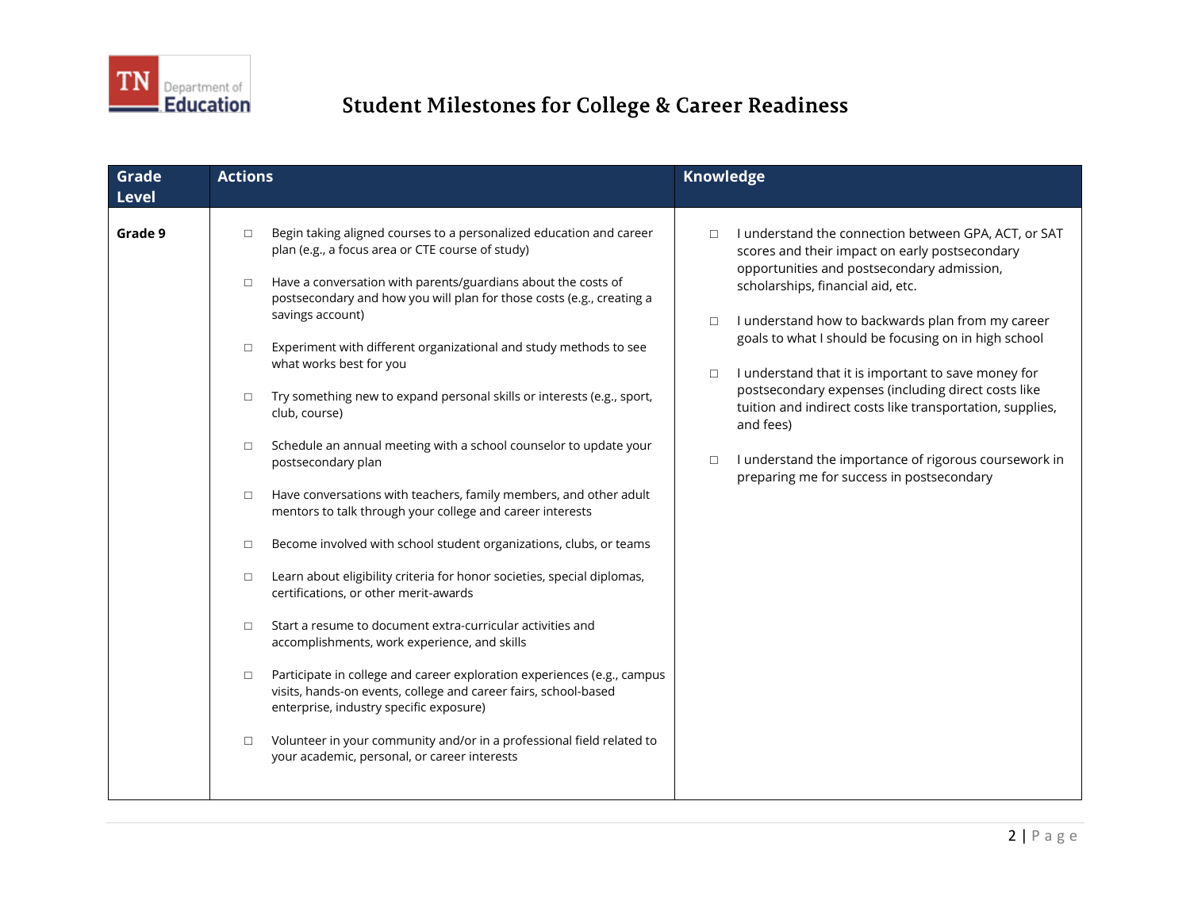# Student Milestones for College & Career Readiness

| Grade Level | Actions | Knowledge |
| --- | --- | --- |
| **Grade 9** | □ Begin taking aligned courses to a personalized education and career plan (e.g., a focus area or CTE course of study)<br><br>□ Have a conversation with parents/guardians about the costs of postsecondary and how you will plan for those costs (e.g., creating a savings account)<br><br>□ Experiment with different organizational and study methods to see what works best for you<br><br>□ Try something new to expand personal skills or interests (e.g., sport, club, course)<br><br>□ Schedule an annual meeting with a school counselor to update your postsecondary plan<br><br>□ Have conversations with teachers, family members, and other adult mentors to talk through your college and career interests<br><br>□ Become involved with school student organizations, clubs, or teams<br><br>□ Learn about eligibility criteria for honor societies, special diplomas, certifications, or other merit-awards<br><br>□ Start a resume to document extra-curricular activities and accomplishments, work experience, and skills<br><br>□ Participate in college and career exploration experiences (e.g., campus visits, hands-on events, college and career fairs, school-based enterprise, industry specific exposure)<br><br>□ Volunteer in your community and/or in a professional field related to your academic, personal, or career interests | □ I understand the connection between GPA, ACT, or SAT scores and their impact on early postsecondary opportunities and postsecondary admission, scholarships, financial aid, etc.<br><br>□ I understand how to backwards plan from my career goals to what I should be focusing on in high school<br><br>□ I understand that it is important to save money for postsecondary expenses (including direct costs like tuition and indirect costs like transportation, supplies, and fees)<br><br>□ I understand the importance of rigorous coursework in preparing me for success in postsecondary |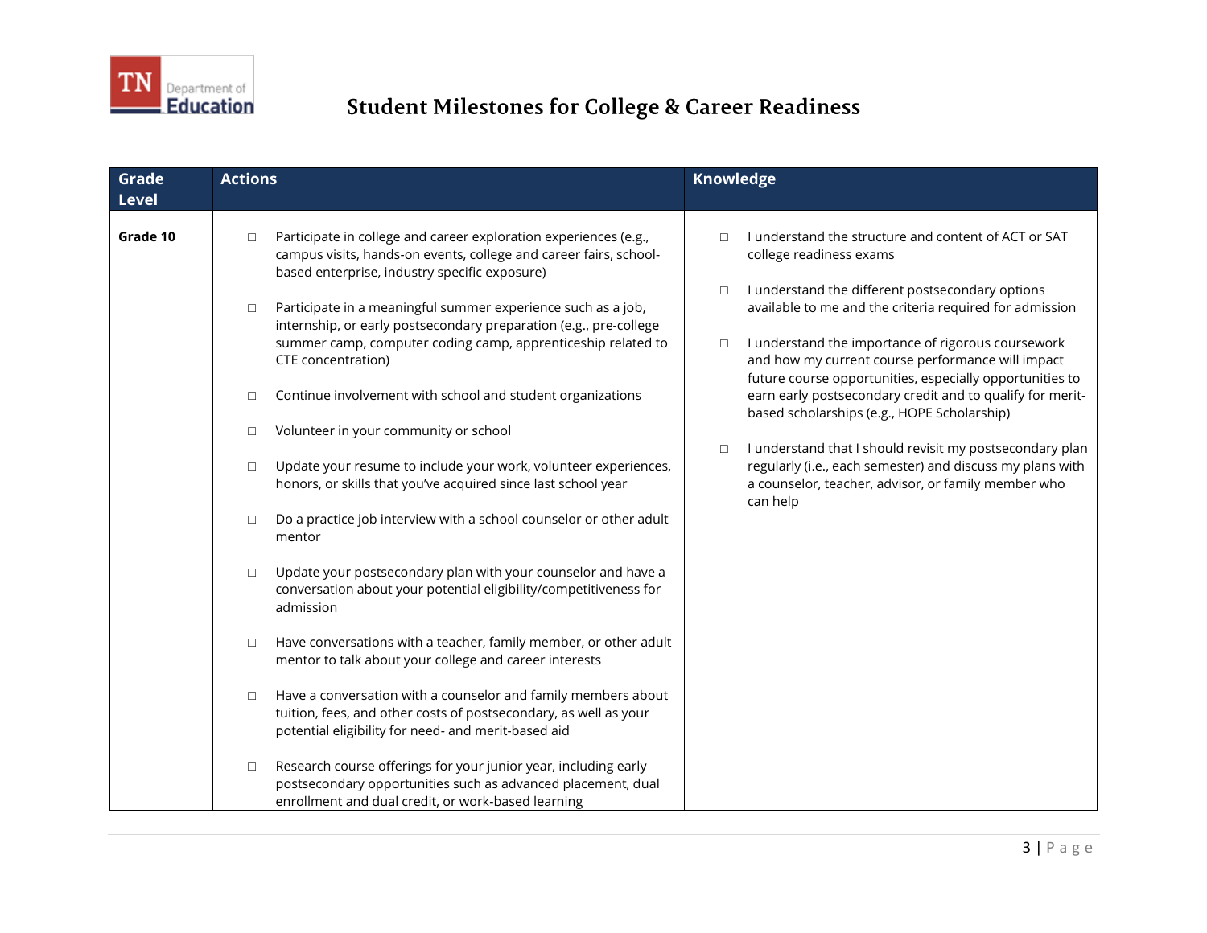# Student Milestones for College & Career Readiness

| Grade Level | Actions | Knowledge |
|---|---|---|
| **Grade 10** | ☐ Participate in college and career exploration experiences (e.g., campus visits, hands-on events, college and career fairs, school-based enterprise, industry specific exposure)<br><br>☐ Participate in a meaningful summer experience such as a job, internship, or early postsecondary preparation (e.g., pre-college summer camp, computer coding camp, apprenticeship related to CTE concentration)<br><br>☐ Continue involvement with school and student organizations<br><br>☐ Volunteer in your community or school<br><br>☐ Update your resume to include your work, volunteer experiences, honors, or skills that you've acquired since last school year<br><br>☐ Do a practice job interview with a school counselor or other adult mentor<br><br>☐ Update your postsecondary plan with your counselor and have a conversation about your potential eligibility/competitiveness for admission<br><br>☐ Have conversations with a teacher, family member, or other adult mentor to talk about your college and career interests<br><br>☐ Have a conversation with a counselor and family members about tuition, fees, and other costs of postsecondary, as well as your potential eligibility for need- and merit-based aid<br><br>☐ Research course offerings for your junior year, including early postsecondary opportunities such as advanced placement, dual enrollment and dual credit, or work-based learning | ☐ I understand the structure and content of ACT or SAT college readiness exams<br><br>☐ I understand the different postsecondary options available to me and the criteria required for admission<br><br>☐ I understand the importance of rigorous coursework and how my current course performance will impact future course opportunities, especially opportunities to earn early postsecondary credit and to qualify for merit-based scholarships (e.g., HOPE Scholarship)<br><br>☐ I understand that I should revisit my postsecondary plan regularly (i.e., each semester) and discuss my plans with a counselor, teacher, advisor, or family member who can help |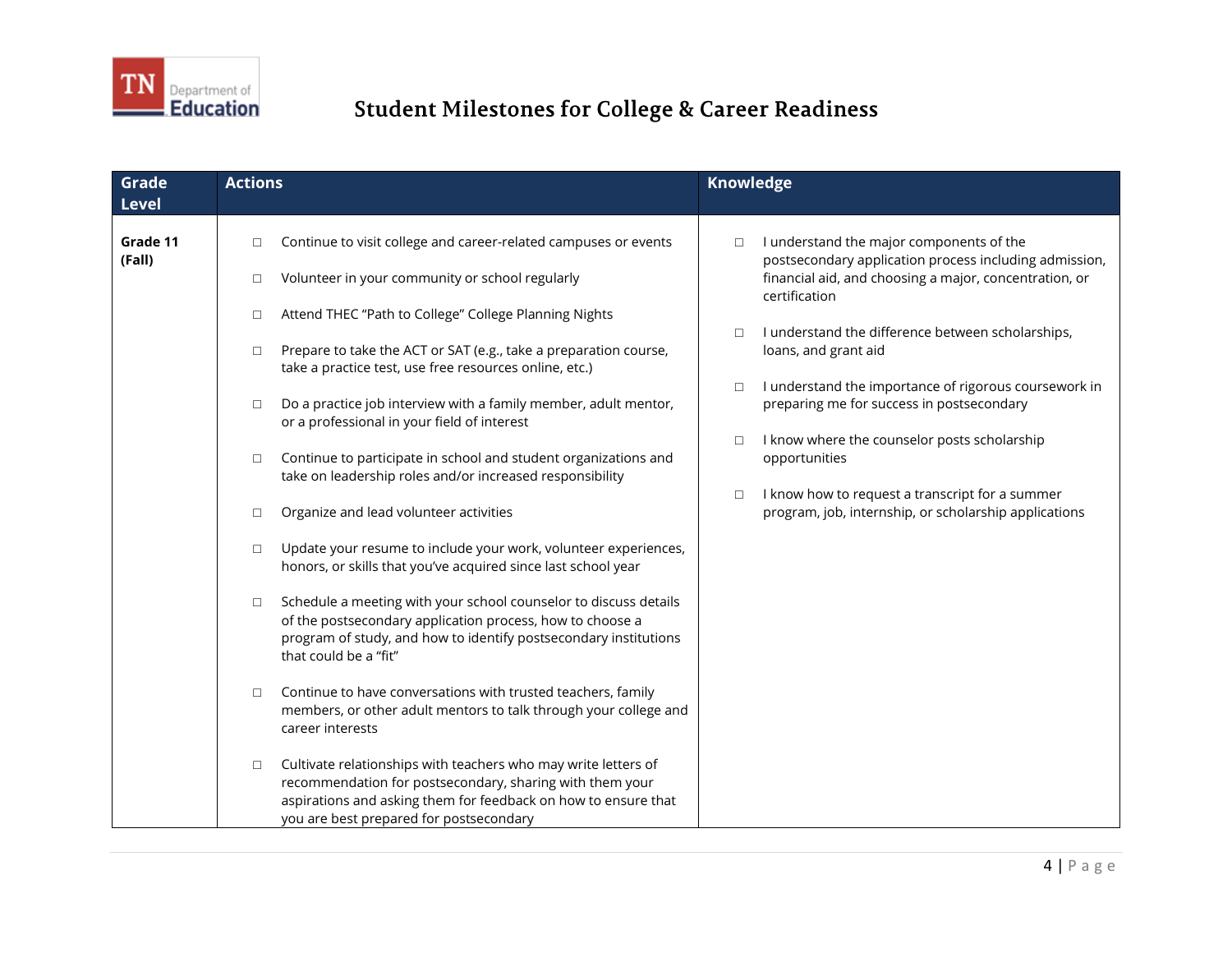# Student Milestones for College & Career Readiness

| Grade Level | Actions | Knowledge |
| --- | --- | --- |
| **Grade 11 (Fall)** | □ Continue to visit college and career-related campuses or events<br><br>□ Volunteer in your community or school regularly<br><br>□ Attend THEC "Path to College" College Planning Nights<br><br>□ Prepare to take the ACT or SAT (e.g., take a preparation course, take a practice test, use free resources online, etc.)<br><br>□ Do a practice job interview with a family member, adult mentor, or a professional in your field of interest<br><br>□ Continue to participate in school and student organizations and take on leadership roles and/or increased responsibility<br><br>□ Organize and lead volunteer activities<br><br>□ Update your resume to include your work, volunteer experiences, honors, or skills that you've acquired since last school year<br><br>□ Schedule a meeting with your school counselor to discuss details of the postsecondary application process, how to choose a program of study, and how to identify postsecondary institutions that could be a "fit"<br><br>□ Continue to have conversations with trusted teachers, family members, or other adult mentors to talk through your college and career interests<br><br>□ Cultivate relationships with teachers who may write letters of recommendation for postsecondary, sharing with them your aspirations and asking them for feedback on how to ensure that you are best prepared for postsecondary | □ I understand the major components of the postsecondary application process including admission, financial aid, and choosing a major, concentration, or certification<br><br>□ I understand the difference between scholarships, loans, and grant aid<br><br>□ I understand the importance of rigorous coursework in preparing me for success in postsecondary<br><br>□ I know where the counselor posts scholarship opportunities<br><br>□ I know how to request a transcript for a summer program, job, internship, or scholarship applications |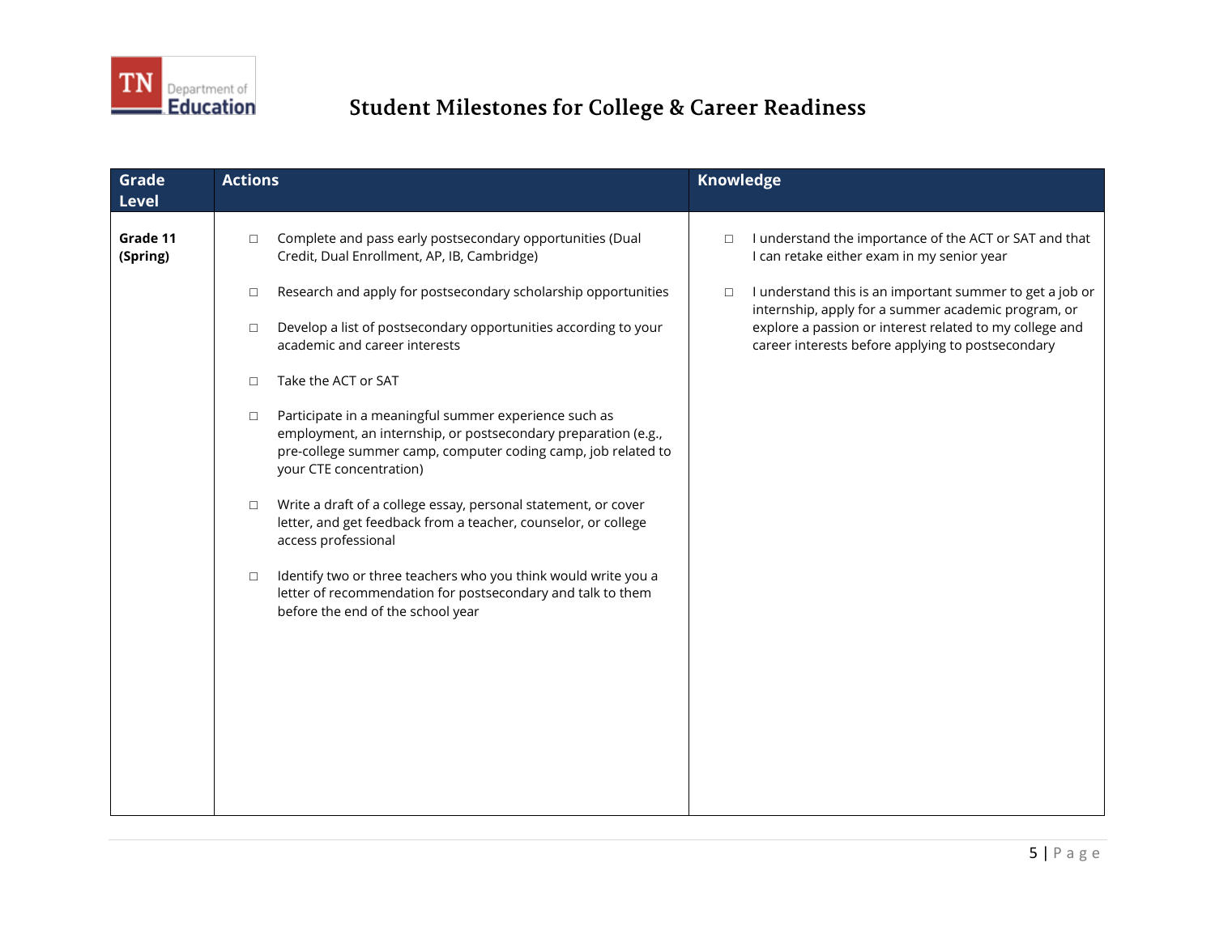# Student Milestones for College & Career Readiness

| Grade Level | Actions | Knowledge |
|---|---|---|
| **Grade 11 (Spring)** | ☐ Complete and pass early postsecondary opportunities (Dual Credit, Dual Enrollment, AP, IB, Cambridge)<br><br>☐ Research and apply for postsecondary scholarship opportunities<br><br>☐ Develop a list of postsecondary opportunities according to your academic and career interests<br><br>☐ Take the ACT or SAT<br><br>☐ Participate in a meaningful summer experience such as employment, an internship, or postsecondary preparation (e.g., pre-college summer camp, computer coding camp, job related to your CTE concentration)<br><br>☐ Write a draft of a college essay, personal statement, or cover letter, and get feedback from a teacher, counselor, or college access professional<br><br>☐ Identify two or three teachers who you think would write you a letter of recommendation for postsecondary and talk to them before the end of the school year | ☐ I understand the importance of the ACT or SAT and that I can retake either exam in my senior year<br><br>☐ I understand this is an important summer to get a job or internship, apply for a summer academic program, or explore a passion or interest related to my college and career interests before applying to postsecondary |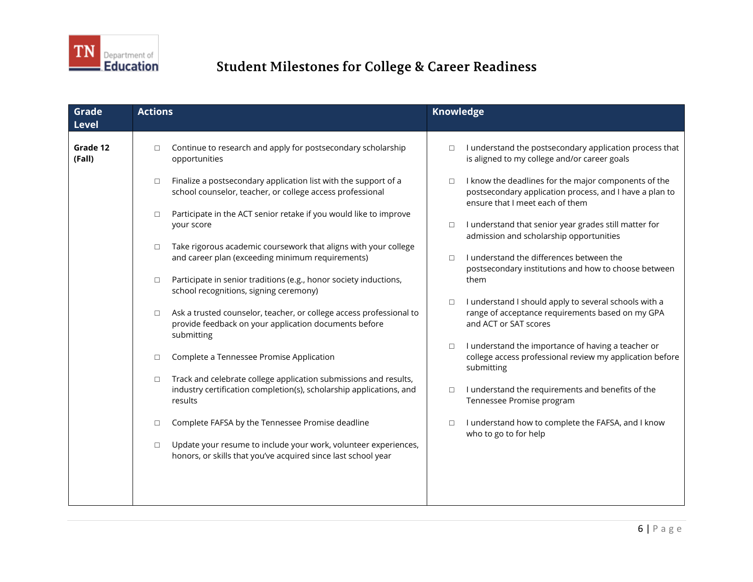# Student Milestones for College & Career Readiness

| Grade Level | Actions | Knowledge |
|---|---|---|
| **Grade 12 (Fall)** | □ Continue to research and apply for postsecondary scholarship opportunities<br><br>□ Finalize a postsecondary application list with the support of a school counselor, teacher, or college access professional<br><br>□ Participate in the ACT senior retake if you would like to improve your score<br><br>□ Take rigorous academic coursework that aligns with your college and career plan (exceeding minimum requirements)<br><br>□ Participate in senior traditions (e.g., honor society inductions, school recognitions, signing ceremony)<br><br>□ Ask a trusted counselor, teacher, or college access professional to provide feedback on your application documents before submitting<br><br>□ Complete a Tennessee Promise Application<br><br>□ Track and celebrate college application submissions and results, industry certification completion(s), scholarship applications, and results<br><br>□ Complete FAFSA by the Tennessee Promise deadline<br><br>□ Update your resume to include your work, volunteer experiences, honors, or skills that you've acquired since last school year | □ I understand the postsecondary application process that is aligned to my college and/or career goals<br><br>□ I know the deadlines for the major components of the postsecondary application process, and I have a plan to ensure that I meet each of them<br><br>□ I understand that senior year grades still matter for admission and scholarship opportunities<br><br>□ I understand the differences between the postsecondary institutions and how to choose between them<br><br>□ I understand I should apply to several schools with a range of acceptance requirements based on my GPA and ACT or SAT scores<br><br>□ I understand the importance of having a teacher or college access professional review my application before submitting<br><br>□ I understand the requirements and benefits of the Tennessee Promise program<br><br>□ I understand how to complete the FAFSA, and I know who to go to for help |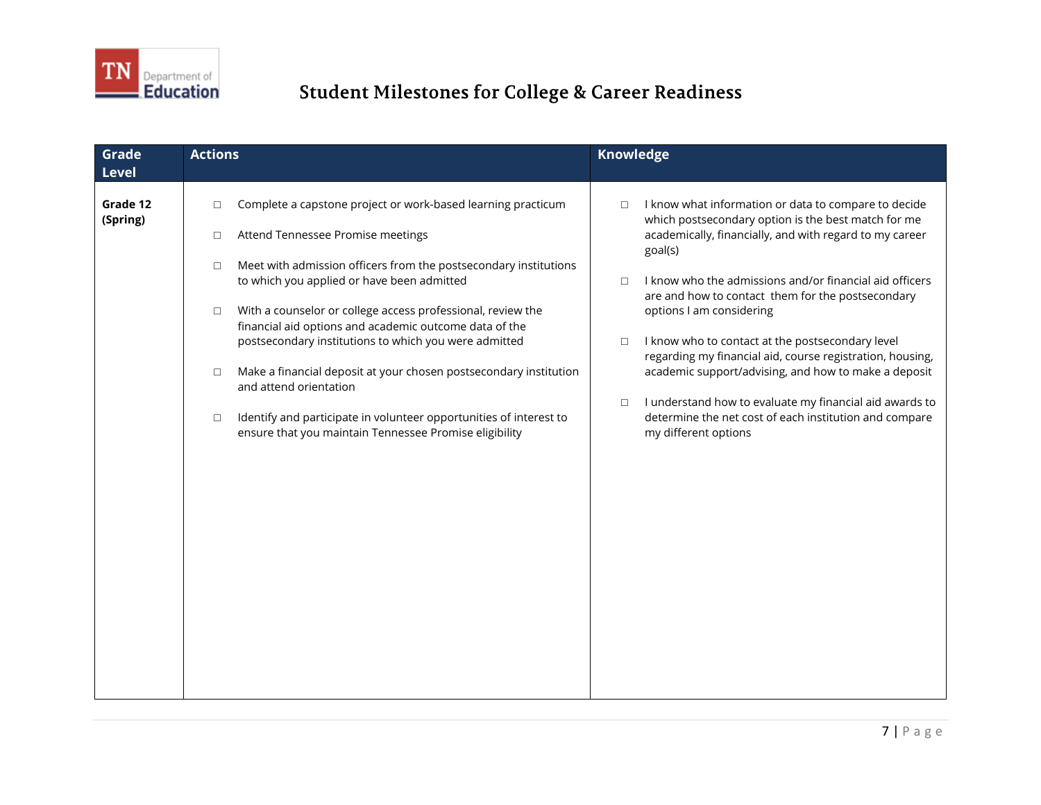# Student Milestones for College & Career Readiness

| Grade Level | Actions | Knowledge |
|---|---|---|
| **Grade 12 (Spring)** | ☐ Complete a capstone project or work-based learning practicum<br><br>☐ Attend Tennessee Promise meetings<br><br>☐ Meet with admission officers from the postsecondary institutions to which you applied or have been admitted<br><br>☐ With a counselor or college access professional, review the financial aid options and academic outcome data of the postsecondary institutions to which you were admitted<br><br>☐ Make a financial deposit at your chosen postsecondary institution and attend orientation<br><br>☐ Identify and participate in volunteer opportunities of interest to ensure that you maintain Tennessee Promise eligibility | ☐ I know what information or data to compare to decide which postsecondary option is the best match for me academically, financially, and with regard to my career goal(s)<br><br>☐ I know who the admissions and/or financial aid officers are and how to contact them for the postsecondary options I am considering<br><br>☐ I know who to contact at the postsecondary level regarding my financial aid, course registration, housing, academic support/advising, and how to make a deposit<br><br>☐ I understand how to evaluate my financial aid awards to determine the net cost of each institution and compare my different options |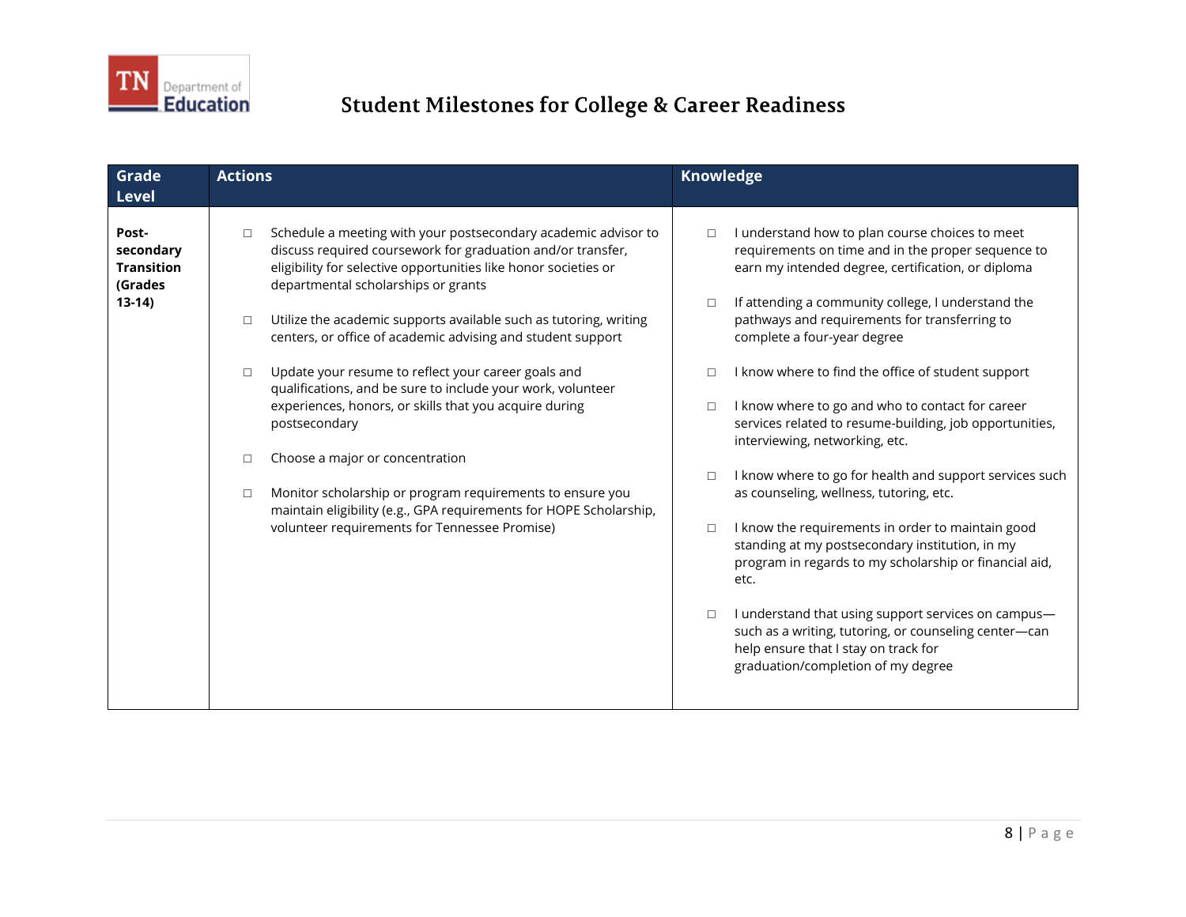# Student Milestones for College & Career Readiness

| Grade Level | Actions | Knowledge |
|---|---|---|
| **Post-secondary Transition (Grades 13-14)** | □ Schedule a meeting with your postsecondary academic advisor to discuss required coursework for graduation and/or transfer, eligibility for selective opportunities like honor societies or departmental scholarships or grants<br><br>□ Utilize the academic supports available such as tutoring, writing centers, or office of academic advising and student support<br><br>□ Update your resume to reflect your career goals and qualifications, and be sure to include your work, volunteer experiences, honors, or skills that you acquire during postsecondary<br><br>□ Choose a major or concentration<br><br>□ Monitor scholarship or program requirements to ensure you maintain eligibility (e.g., GPA requirements for HOPE Scholarship, volunteer requirements for Tennessee Promise) | □ I understand how to plan course choices to meet requirements on time and in the proper sequence to earn my intended degree, certification, or diploma<br><br>□ If attending a community college, I understand the pathways and requirements for transferring to complete a four-year degree<br><br>□ I know where to find the office of student support<br><br>□ I know where to go and who to contact for career services related to resume-building, job opportunities, interviewing, networking, etc.<br><br>□ I know where to go for health and support services such as counseling, wellness, tutoring, etc.<br><br>□ I know the requirements in order to maintain good standing at my postsecondary institution, in my program in regards to my scholarship or financial aid, etc.<br><br>□ I understand that using support services on campus—such as a writing, tutoring, or counseling center—can help ensure that I stay on track for graduation/completion of my degree |